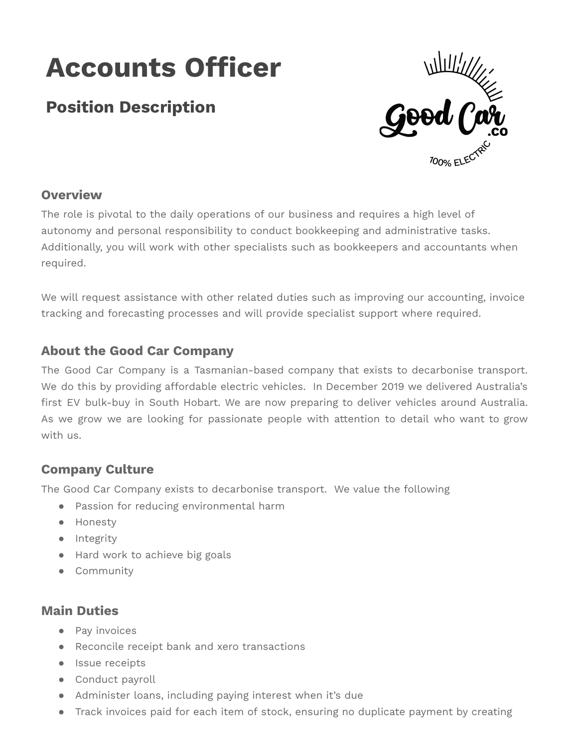# Accounts Officer

## Position Description

### Overview

The role is pivotal to the daily operations of our business and requires a high level of autonomy and personal responsibility to conduct bookkeeping and administrative tasks. Additionally, you will work with other specialists such as bookkeepers and accountants when required.

We will request assistance with other related duties such as improving our accounting, invoice tracking and forecasting processes and will provide specialist support where required.

### About the Good Car Company

The Good Car Company is a Tasmanian-based company that exists to decarbonise transport. We do this by providing affordable electric vehicles. In December 2019 we delivered Australia's first EV bulk-buy in South Hobart. We are now preparing to deliver vehicles around Australia. As we grow we are looking for passionate people with attention to detail who want to grow with us.

### Company Culture

The Good Car Company exists to decarbonise transport. We value the following

- Passion for reducing environmental harm
- Honesty
- Integrity
- Hard work to achieve big goals
- Community

### Main Duties

- Pay invoices
- Reconcile receipt bank and xero transactions
- Issue receipts
- Conduct payroll
- Administer loans, including paying interest when it's due
- Track invoices paid for each item of stock, ensuring no duplicate payment by creating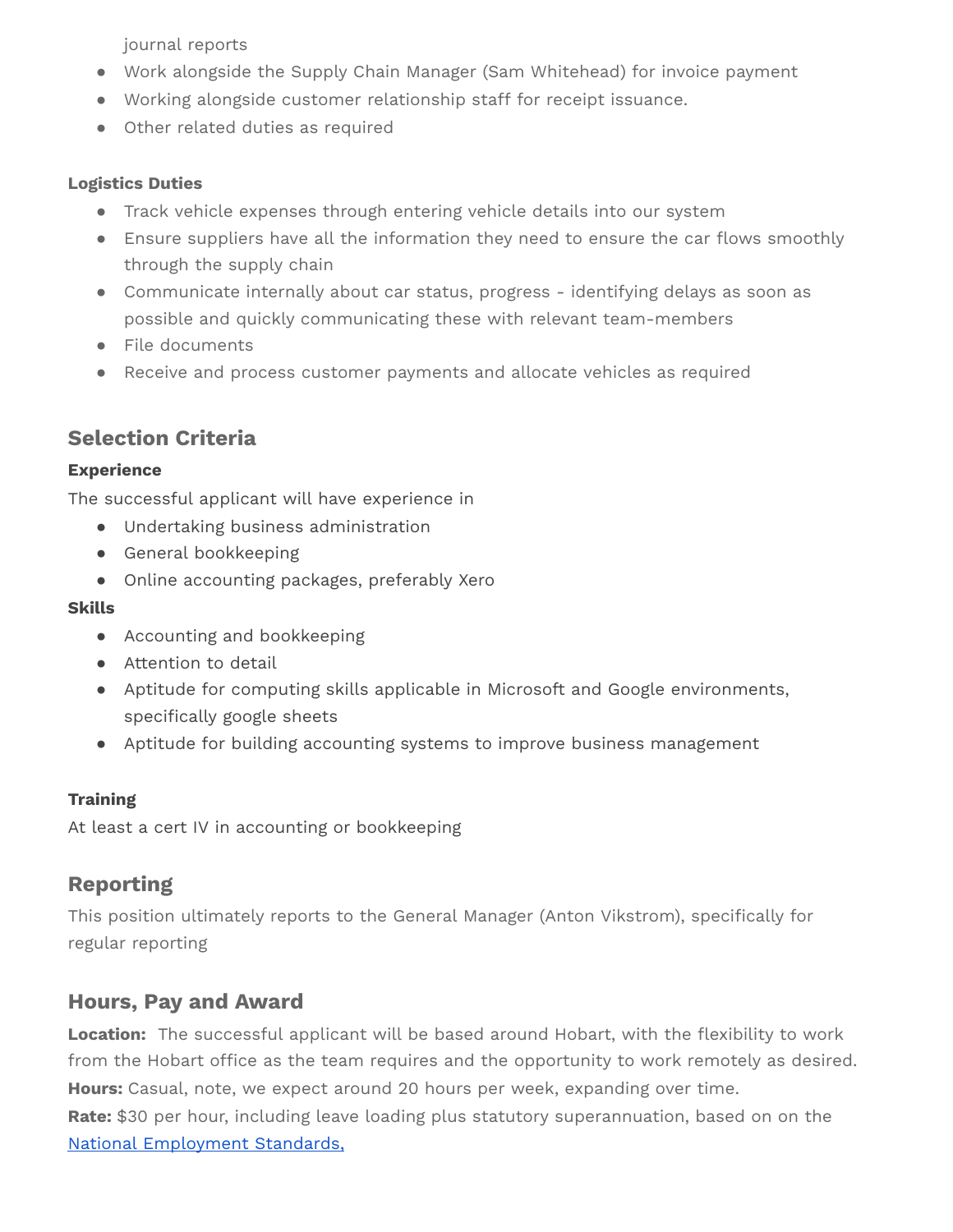journal reports

- Work alongside the Supply Chain Manager (Sam Whitehead) for invoice payment
- Working alongside customer relationship staff for receipt issuance.
- Other related duties as required

**Logistics Duties**

- Track vehicle expenses through entering vehicle details into our system
- Ensure suppliers have all the information they need to ensure the car flows smoothly through the supply chain
- Communicate internally about car status, progress - identifying delays as soon as possible and quickly communicating these with relevant team-members
- File documents
- Receive and process customer payments and allocate vehicles as required

## Selection Criteria

**Experience**

The successful applicant will have experience in

- Undertaking business administration
- General bookkeeping
- Online accounting packages, preferably Xero

**Skills**

- Accounting and bookkeeping
- Attention to detail
- Aptitude for computing skills applicable in Microsoft and Google environments, specifically google sheets
- Aptitude for building accounting systems to improve business management

**Training**

At least a cert IV in accounting or bookkeeping

## Reporting

This position ultimately reports to the General Manager (Anton Vikstrom), specifically for regular reporting

## Hours, Pay and Award

**Location:** The successful applicant will be based around Hobart, with the flexibility to work from the Hobart office as the team requires and the opportunity to work remotely as desired.
**Hours:** Casual, note, we expect around 20 hours per week, expanding over time.
**Rate:** $30 per hour, including leave loading plus statutory superannuation, based on on the National Employment Standards,